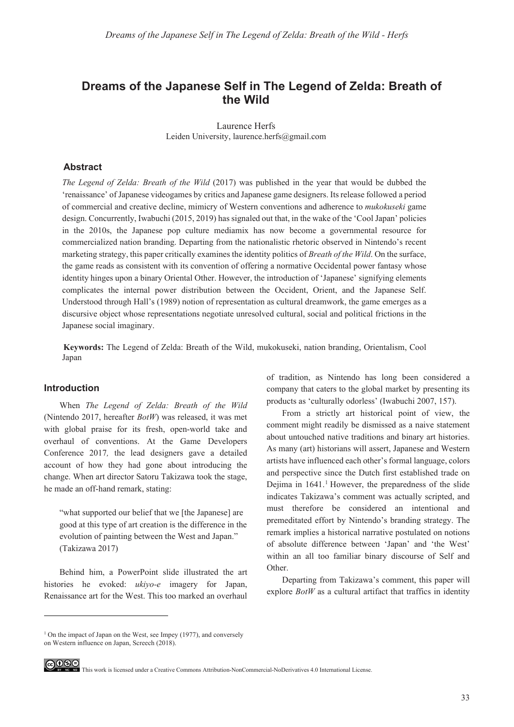# Dreams of the Japanese Self in The Legend of Zelda: Breath of the Wild

Laurence Herfs
Leiden University, laurence.herfs@gmail.com

### Abstract

*The Legend of Zelda: Breath of the Wild* (2017) was published in the year that would be dubbed the 'renaissance' of Japanese videogames by critics and Japanese game designers. Its release followed a period of commercial and creative decline, mimicry of Western conventions and adherence to *mukokuseki* game design. Concurrently, Iwabuchi (2015, 2019) has signaled out that, in the wake of the 'Cool Japan' policies in the 2010s, the Japanese pop culture mediamix has now become a governmental resource for commercialized nation branding. Departing from the nationalistic rhetoric observed in Nintendo's recent marketing strategy, this paper critically examines the identity politics of *Breath of the Wild*. On the surface, the game reads as consistent with its convention of offering a normative Occidental power fantasy whose identity hinges upon a binary Oriental Other. However, the introduction of 'Japanese' signifying elements complicates the internal power distribution between the Occident, Orient, and the Japanese Self. Understood through Hall's (1989) notion of representation as cultural dreamwork, the game emerges as a discursive object whose representations negotiate unresolved cultural, social and political frictions in the Japanese social imaginary.

**Keywords:** The Legend of Zelda: Breath of the Wild, mukokuseki, nation branding, Orientalism, Cool Japan

### Introduction

When *The Legend of Zelda: Breath of the Wild* (Nintendo 2017, hereafter *BotW*) was released, it was met with global praise for its fresh, open-world take and overhaul of conventions. At the Game Developers Conference 2017, the lead designers gave a detailed account of how they had gone about introducing the change. When art director Satoru Takizawa took the stage, he made an off-hand remark, stating:

> "what supported our belief that we [the Japanese] are good at this type of art creation is the difference in the evolution of painting between the West and Japan." (Takizawa 2017)

Behind him, a PowerPoint slide illustrated the art histories he evoked: *ukiyo-e* imagery for Japan, Renaissance art for the West. This too marked an overhaul of tradition, as Nintendo has long been considered a company that caters to the global market by presenting its products as 'culturally odorless' (Iwabuchi 2007, 157).

From a strictly art historical point of view, the comment might readily be dismissed as a naive statement about untouched native traditions and binary art histories. As many (art) historians will assert, Japanese and Western artists have influenced each other's formal language, colors and perspective since the Dutch first established trade on Dejima in 1641.[1] However, the preparedness of the slide indicates Takizawa's comment was actually scripted, and must therefore be considered an intentional and premeditated effort by Nintendo's branding strategy. The remark implies a historical narrative postulated on notions of absolute difference between 'Japan' and 'the West' within an all too familiar binary discourse of Self and Other.

Departing from Takizawa's comment, this paper will explore *BotW* as a cultural artifact that traffics in identity

---

[1] On the impact of Japan on the West, see Impey (1977), and conversely on Western influence on Japan, Screech (2018).

This work is licensed under a Creative Commons Attribution-NonCommercial-NoDerivatives 4.0 International License.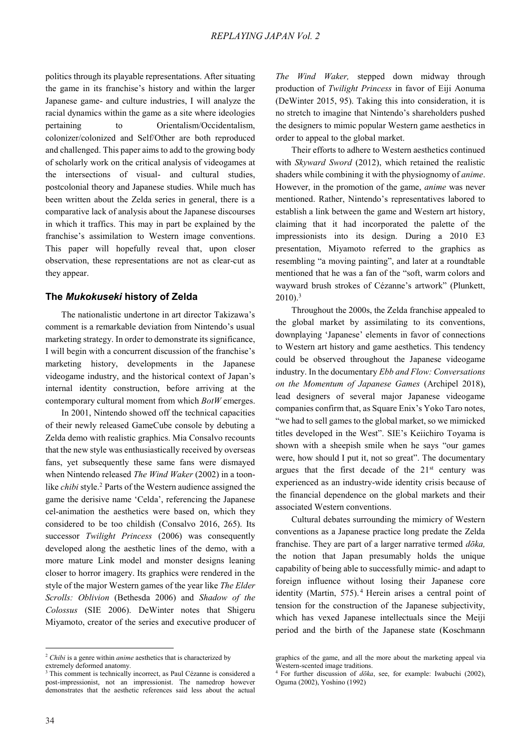politics through its playable representations. After situating the game in its franchise's history and within the larger Japanese game- and culture industries, I will analyze the racial dynamics within the game as a site where ideologies pertaining to Orientalism/Occidentalism, colonizer/colonized and Self/Other are both reproduced and challenged. This paper aims to add to the growing body of scholarly work on the critical analysis of videogames at the intersections of visual- and cultural studies, postcolonial theory and Japanese studies. While much has been written about the Zelda series in general, there is a comparative lack of analysis about the Japanese discourses in which it traffics. This may in part be explained by the franchise's assimilation to Western image conventions. This paper will hopefully reveal that, upon closer observation, these representations are not as clear-cut as they appear.

## The *Mukokuseki* history of Zelda

The nationalistic undertone in art director Takizawa's comment is a remarkable deviation from Nintendo's usual marketing strategy. In order to demonstrate its significance, I will begin with a concurrent discussion of the franchise's marketing history, developments in the Japanese videogame industry, and the historical context of Japan's internal identity construction, before arriving at the contemporary cultural moment from which *BotW* emerges.

In 2001, Nintendo showed off the technical capacities of their newly released GameCube console by debuting a Zelda demo with realistic graphics. Mia Consalvo recounts that the new style was enthusiastically received by overseas fans, yet subsequently these same fans were dismayed when Nintendo released *The Wind Waker* (2002) in a toon-like *chibi* style.[2] Parts of the Western audience assigned the game the derisive name 'Celda', referencing the Japanese cel-animation the aesthetics were based on, which they considered to be too childish (Consalvo 2016, 265). Its successor *Twilight Princess* (2006) was consequently developed along the aesthetic lines of the demo, with a more mature Link model and monster designs leaning closer to horror imagery. Its graphics were rendered in the style of the major Western games of the year like *The Elder Scrolls: Oblivion* (Bethesda 2006) and *Shadow of the Colossus* (SIE 2006). DeWinter notes that Shigeru Miyamoto, creator of the series and executive producer of *The Wind Waker,* stepped down midway through production of *Twilight Princess* in favor of Eiji Aonuma (DeWinter 2015, 95). Taking this into consideration, it is no stretch to imagine that Nintendo's shareholders pushed the designers to mimic popular Western game aesthetics in order to appeal to the global market.

Their efforts to adhere to Western aesthetics continued with *Skyward Sword* (2012), which retained the realistic shaders while combining it with the physiognomy of *anime*. However, in the promotion of the game, *anime* was never mentioned. Rather, Nintendo's representatives labored to establish a link between the game and Western art history, claiming that it had incorporated the palette of the impressionists into its design. During a 2010 E3 presentation, Miyamoto referred to the graphics as resembling "a moving painting", and later at a roundtable mentioned that he was a fan of the "soft, warm colors and wayward brush strokes of Cézanne's artwork" (Plunkett, 2010).[3]

Throughout the 2000s, the Zelda franchise appealed to the global market by assimilating to its conventions, downplaying 'Japanese' elements in favor of connections to Western art history and game aesthetics. This tendency could be observed throughout the Japanese videogame industry. In the documentary *Ebb and Flow: Conversations on the Momentum of Japanese Games* (Archipel 2018), lead designers of several major Japanese videogame companies confirm that, as Square Enix's Yoko Taro notes, "we had to sell games to the global market, so we mimicked titles developed in the West". SIE's Keiichiro Toyama is shown with a sheepish smile when he says "our games were, how should I put it, not so great". The documentary argues that the first decade of the 21st century was experienced as an industry-wide identity crisis because of the financial dependence on the global markets and their associated Western conventions.

Cultural debates surrounding the mimicry of Western conventions as a Japanese practice long predate the Zelda franchise. They are part of a larger narrative termed *dōka,* the notion that Japan presumably holds the unique capability of being able to successfully mimic- and adapt to foreign influence without losing their Japanese core identity (Martin, 575).[4] Herein arises a central point of tension for the construction of the Japanese subjectivity, which has vexed Japanese intellectuals since the Meiji period and the birth of the Japanese state (Koschmann

---

[2] *Chibi* is a genre within *anime* aesthetics that is characterized by extremely deformed anatomy.

[3] This comment is technically incorrect, as Paul Cézanne is considered a post-impressionist, not an impressionist. The namedrop however demonstrates that the aesthetic references said less about the actual graphics of the game, and all the more about the marketing appeal via Western-scented image traditions.

[4] For further discussion of *dōka*, see, for example: Iwabuchi (2002), Oguma (2002), Yoshino (1992)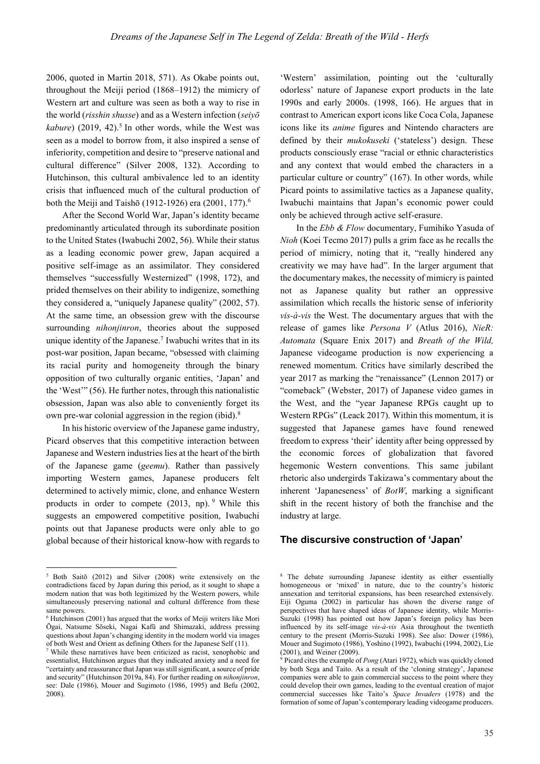2006, quoted in Martin 2018, 571). As Okabe points out, throughout the Meiji period (1868–1912) the mimicry of Western art and culture was seen as both a way to rise in the world (*risshin shusse*) and as a Western infection (*seiyō kabure*) (2019, 42).[5] In other words, while the West was seen as a model to borrow from, it also inspired a sense of inferiority, competition and desire to "preserve national and cultural difference" (Silver 2008, 132). According to Hutchinson, this cultural ambivalence led to an identity crisis that influenced much of the cultural production of both the Meiji and Taishō (1912-1926) era (2001, 177).[6]

After the Second World War, Japan's identity became predominantly articulated through its subordinate position to the United States (Iwabuchi 2002, 56). While their status as a leading economic power grew, Japan acquired a positive self-image as an assimilator. They considered themselves "successfully Westernized" (1998, 172), and prided themselves on their ability to indigenize, something they considered a, "uniquely Japanese quality" (2002, 57). At the same time, an obsession grew with the discourse surrounding *nihonjinron*, theories about the supposed unique identity of the Japanese.[7] Iwabuchi writes that in its post-war position, Japan became, "obsessed with claiming its racial purity and homogeneity through the binary opposition of two culturally organic entities, 'Japan' and the 'West'" (56). He further notes, through this nationalistic obsession, Japan was also able to conveniently forget its own pre-war colonial aggression in the region (ibid).[8]

In his historic overview of the Japanese game industry, Picard observes that this competitive interaction between Japanese and Western industries lies at the heart of the birth of the Japanese game (*geemu*). Rather than passively importing Western games, Japanese producers felt determined to actively mimic, clone, and enhance Western products in order to compete (2013, np).[9] While this suggests an empowered competitive position, Iwabuchi points out that Japanese products were only able to go global because of their historical know-how with regards to 'Western' assimilation, pointing out the 'culturally odorless' nature of Japanese export products in the late 1990s and early 2000s. (1998, 166). He argues that in contrast to American export icons like Coca Cola, Japanese icons like its *anime* figures and Nintendo characters are defined by their *mukokuseki* ('stateless') design. These products consciously erase "racial or ethnic characteristics and any context that would embed the characters in a particular culture or country" (167). In other words, while Picard points to assimilative tactics as a Japanese quality, Iwabuchi maintains that Japan's economic power could only be achieved through active self-erasure.

In the *Ebb & Flow* documentary, Fumihiko Yasuda of *Nioh* (Koei Tecmo 2017) pulls a grim face as he recalls the period of mimicry, noting that it, "really hindered any creativity we may have had". In the larger argument that the documentary makes, the necessity of mimicry is painted not as Japanese quality but rather an oppressive assimilation which recalls the historic sense of inferiority *vis-à-vis* the West. The documentary argues that with the release of games like *Persona V* (Atlus 2016), *NieR: Automata* (Square Enix 2017) and *Breath of the Wild,* Japanese videogame production is now experiencing a renewed momentum. Critics have similarly described the year 2017 as marking the "renaissance" (Lennon 2017) or "comeback" (Webster, 2017) of Japanese video games in the West, and the "year Japanese RPGs caught up to Western RPGs" (Leack 2017). Within this momentum, it is suggested that Japanese games have found renewed freedom to express 'their' identity after being oppressed by the economic forces of globalization that favored hegemonic Western conventions. This same jubilant rhetoric also undergirds Takizawa's commentary about the inherent 'Japaneseness' of *BotW*, marking a significant shift in the recent history of both the franchise and the industry at large.

## The discursive construction of 'Japan'

---

[5] Both Saitō (2012) and Silver (2008) write extensively on the contradictions faced by Japan during this period, as it sought to shape a modern nation that was both legitimized by the Western powers, while simultaneously preserving national and cultural difference from these same powers.

[6] Hutchinson (2001) has argued that the works of Meiji writers like Mori Ōgai, Natsume Sōseki, Nagai Kafū and Shimazaki, address pressing questions about Japan's changing identity in the modern world via images of both West and Orient as defining Others for the Japanese Self (11).

[7] While these narratives have been criticized as racist, xenophobic and essentialist, Hutchinson argues that they indicated anxiety and a need for "certainty and reassurance that Japan was still significant, a source of pride and security" (Hutchinson 2019a, 84). For further reading on *nihonjinron*, see: Dale (1986), Mouer and Sugimoto (1986, 1995) and Befu (2002, 2008).

[8] The debate surrounding Japanese identity as either essentially homogeneous or 'mixed' in nature, due to the country's historic annexation and territorial expansions, has been researched extensively. Eiji Oguma (2002) in particular has shown the diverse range of perspectives that have shaped ideas of Japanese identity, while Morris-Suzuki (1998) has pointed out how Japan's foreign policy has been influenced by its self-image *vis-à-vis* Asia throughout the twentieth century to the present (Morris-Suzuki 1998). See also: Dower (1986), Mouer and Sugimoto (1986), Yoshino (1992), Iwabuchi (1994, 2002), Lie (2001), and Weiner (2009).

[9] Picard cites the example of *Pong* (Atari 1972), which was quickly cloned by both Sega and Taito. As a result of the 'cloning strategy', Japanese companies were able to gain commercial success to the point where they could develop their own games, leading to the eventual creation of major commercial successes like Taito's *Space Invaders* (1978) and the formation of some of Japan's contemporary leading videogame producers.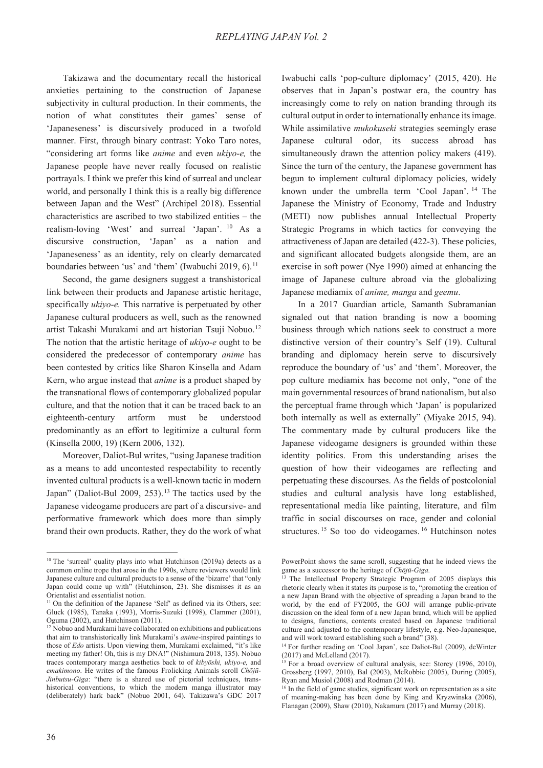Takizawa and the documentary recall the historical anxieties pertaining to the construction of Japanese subjectivity in cultural production. In their comments, the notion of what constitutes their games' sense of 'Japaneseness' is discursively produced in a twofold manner. First, through binary contrast: Yoko Taro notes, "considering art forms like *anime* and even *ukiyo-e,* the Japanese people have never really focused on realistic portrayals. I think we prefer this kind of surreal and unclear world, and personally I think this is a really big difference between Japan and the West" (Archipel 2018). Essential characteristics are ascribed to two stabilized entities – the realism-loving 'West' and surreal 'Japan'. [10] As a discursive construction, 'Japan' as a nation and 'Japaneseness' as an identity, rely on clearly demarcated boundaries between 'us' and 'them' (Iwabuchi 2019, 6).[11]

Second, the game designers suggest a transhistorical link between their products and Japanese artistic heritage, specifically *ukiyo-e.* This narrative is perpetuated by other Japanese cultural producers as well, such as the renowned artist Takashi Murakami and art historian Tsuji Nobuo.[12] The notion that the artistic heritage of *ukiyo-e* ought to be considered the predecessor of contemporary *anime* has been contested by critics like Sharon Kinsella and Adam Kern, who argue instead that *anime* is a product shaped by the transnational flows of contemporary globalized popular culture, and that the notion that it can be traced back to an eighteenth-century artform must be understood predominantly as an effort to legitimize a cultural form (Kinsella 2000, 19) (Kern 2006, 132).

Moreover, Daliot-Bul writes, "using Japanese tradition as a means to add uncontested respectability to recently invented cultural products is a well-known tactic in modern Japan" (Daliot-Bul 2009, 253).[13] The tactics used by the Japanese videogame producers are part of a discursive- and performative framework which does more than simply brand their own products. Rather, they do the work of what Iwabuchi calls 'pop-culture diplomacy' (2015, 420). He observes that in Japan's postwar era, the country has increasingly come to rely on nation branding through its cultural output in order to internationally enhance its image. While assimilative *mukokuseki* strategies seemingly erase Japanese cultural odor, its success abroad has simultaneously drawn the attention policy makers (419). Since the turn of the century, the Japanese government has begun to implement cultural diplomacy policies, widely known under the umbrella term 'Cool Japan'. [14] The Japanese the Ministry of Economy, Trade and Industry (METI) now publishes annual Intellectual Property Strategic Programs in which tactics for conveying the attractiveness of Japan are detailed (422-3). These policies, and significant allocated budgets alongside them, are an exercise in soft power (Nye 1990) aimed at enhancing the image of Japanese culture abroad via the globalizing Japanese mediamix of *anime, manga* and *geemu*.

In a 2017 Guardian article, Samanth Subramanian signaled out that nation branding is now a booming business through which nations seek to construct a more distinctive version of their country's Self (19). Cultural branding and diplomacy herein serve to discursively reproduce the boundary of 'us' and 'them'. Moreover, the pop culture mediamix has become not only, "one of the main governmental resources of brand nationalism, but also the perceptual frame through which 'Japan' is popularized both internally as well as externally" (Miyake 2015, 94). The commentary made by cultural producers like the Japanese videogame designers is grounded within these identity politics. From this understanding arises the question of how their videogames are reflecting and perpetuating these discourses. As the fields of postcolonial studies and cultural analysis have long established, representational media like painting, literature, and film traffic in social discourses on race, gender and colonial structures. [15] So too do videogames. [16] Hutchinson notes

---

[10] The 'surreal' quality plays into what Hutchinson (2019a) detects as a common online trope that arose in the 1990s, where reviewers would link Japanese culture and cultural products to a sense of the 'bizarre' that "only Japan could come up with" (Hutchinson, 23). She dismisses it as an Orientalist and essentialist notion.

[11] On the definition of the Japanese 'Self' as defined via its Others, see: Gluck (1985), Tanaka (1993), Morris-Suzuki (1998), Clammer (2001), Oguma (2002), and Hutchinson (2011).

[12] Nobuo and Murakami have collaborated on exhibitions and publications that aim to transhistorically link Murakami's *anime*-inspired paintings to those of *Edo* artists. Upon viewing them, Murakami exclaimed, "it's like meeting my father! Oh, this is my DNA!" (Nishimura 2018, 135). Nobuo traces contemporary manga aesthetics back to of *kibyōshi, ukiyo-e,* and *emakimono*. He writes of the famous Frolicking Animals scroll *Chōjū-Jinbutsu-Giga*: "there is a shared use of pictorial techniques, trans-historical conventions, to which the modern manga illustrator may (deliberately) hark back" (Nobuo 2001, 64). Takizawa's GDC 2017 PowerPoint shows the same scroll, suggesting that he indeed views the game as a successor to the heritage of *Chōjū-Giga.*

[13] The Intellectual Property Strategic Program of 2005 displays this rhetoric clearly when it states its purpose is to, "promoting the creation of a new Japan Brand with the objective of spreading a Japan brand to the world, by the end of FY2005, the GOJ will arrange public-private discussion on the ideal form of a new Japan brand, which will be applied to designs, functions, contents created based on Japanese traditional culture and adjusted to the contemporary lifestyle, e.g. Neo-Japanesque, and will work toward establishing such a brand" (38).

[14] For further reading on 'Cool Japan', see Daliot-Bul (2009), deWinter (2017) and McLelland (2017).

[15] For a broad overview of cultural analysis, see: Storey (1996, 2010), Grossberg (1997, 2010), Bal (2003), McRobbie (2005), During (2005), Ryan and Musiol (2008) and Rodman (2014).

[16] In the field of game studies, significant work on representation as a site of meaning-making has been done by King and Kryzwinska (2006), Flanagan (2009), Shaw (2010), Nakamura (2017) and Murray (2018).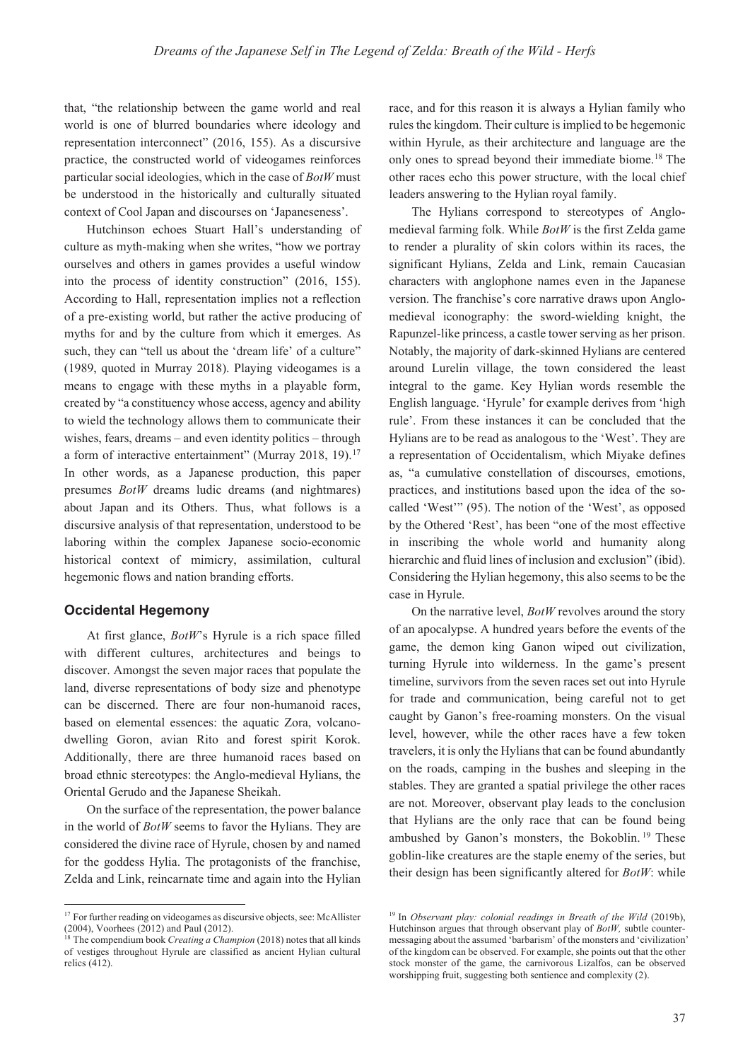that, "the relationship between the game world and real world is one of blurred boundaries where ideology and representation interconnect" (2016, 155). As a discursive practice, the constructed world of videogames reinforces particular social ideologies, which in the case of *BotW* must be understood in the historically and culturally situated context of Cool Japan and discourses on 'Japaneseness'.

Hutchinson echoes Stuart Hall's understanding of culture as myth-making when she writes, "how we portray ourselves and others in games provides a useful window into the process of identity construction" (2016, 155). According to Hall, representation implies not a reflection of a pre-existing world, but rather the active producing of myths for and by the culture from which it emerges. As such, they can "tell us about the 'dream life' of a culture" (1989, quoted in Murray 2018). Playing videogames is a means to engage with these myths in a playable form, created by "a constituency whose access, agency and ability to wield the technology allows them to communicate their wishes, fears, dreams – and even identity politics – through a form of interactive entertainment" (Murray 2018, 19).[17] In other words, as a Japanese production, this paper presumes *BotW* dreams ludic dreams (and nightmares) about Japan and its Others. Thus, what follows is a discursive analysis of that representation, understood to be laboring within the complex Japanese socio-economic historical context of mimicry, assimilation, cultural hegemonic flows and nation branding efforts.

## Occidental Hegemony

At first glance, *BotW*'s Hyrule is a rich space filled with different cultures, architectures and beings to discover. Amongst the seven major races that populate the land, diverse representations of body size and phenotype can be discerned. There are four non-humanoid races, based on elemental essences: the aquatic Zora, volcano-dwelling Goron, avian Rito and forest spirit Korok. Additionally, there are three humanoid races based on broad ethnic stereotypes: the Anglo-medieval Hylians, the Oriental Gerudo and the Japanese Sheikah.

On the surface of the representation, the power balance in the world of *BotW* seems to favor the Hylians. They are considered the divine race of Hyrule, chosen by and named for the goddess Hylia. The protagonists of the franchise, Zelda and Link, reincarnate time and again into the Hylian race, and for this reason it is always a Hylian family who rules the kingdom. Their culture is implied to be hegemonic within Hyrule, as their architecture and language are the only ones to spread beyond their immediate biome.[18] The other races echo this power structure, with the local chief leaders answering to the Hylian royal family.

The Hylians correspond to stereotypes of Anglo-medieval farming folk. While *BotW* is the first Zelda game to render a plurality of skin colors within its races, the significant Hylians, Zelda and Link, remain Caucasian characters with anglophone names even in the Japanese version. The franchise's core narrative draws upon Anglo-medieval iconography: the sword-wielding knight, the Rapunzel-like princess, a castle tower serving as her prison. Notably, the majority of dark-skinned Hylians are centered around Lurelin village, the town considered the least integral to the game. Key Hylian words resemble the English language. 'Hyrule' for example derives from 'high rule'. From these instances it can be concluded that the Hylians are to be read as analogous to the 'West'. They are a representation of Occidentalism, which Miyake defines as, "a cumulative constellation of discourses, emotions, practices, and institutions based upon the idea of the so-called 'West'" (95). The notion of the 'West', as opposed by the Othered 'Rest', has been "one of the most effective in inscribing the whole world and humanity along hierarchic and fluid lines of inclusion and exclusion" (ibid). Considering the Hylian hegemony, this also seems to be the case in Hyrule.

On the narrative level, *BotW* revolves around the story of an apocalypse. A hundred years before the events of the game, the demon king Ganon wiped out civilization, turning Hyrule into wilderness. In the game's present timeline, survivors from the seven races set out into Hyrule for trade and communication, being careful not to get caught by Ganon's free-roaming monsters. On the visual level, however, while the other races have a few token travelers, it is only the Hylians that can be found abundantly on the roads, camping in the bushes and sleeping in the stables. They are granted a spatial privilege the other races are not. Moreover, observant play leads to the conclusion that Hylians are the only race that can be found being ambushed by Ganon's monsters, the Bokoblin.[19] These goblin-like creatures are the staple enemy of the series, but their design has been significantly altered for *BotW*: while

[17] For further reading on videogames as discursive objects, see: McAllister (2004), Voorhees (2012) and Paul (2012).

[18] The compendium book *Creating a Champion* (2018) notes that all kinds of vestiges throughout Hyrule are classified as ancient Hylian cultural relics (412).

[19] In *Observant play: colonial readings in Breath of the Wild* (2019b), Hutchinson argues that through observant play of *BotW,* subtle counter-messaging about the assumed 'barbarism' of the monsters and 'civilization' of the kingdom can be observed. For example, she points out that the other stock monster of the game, the carnivorous Lizalfos, can be observed worshipping fruit, suggesting both sentience and complexity (2).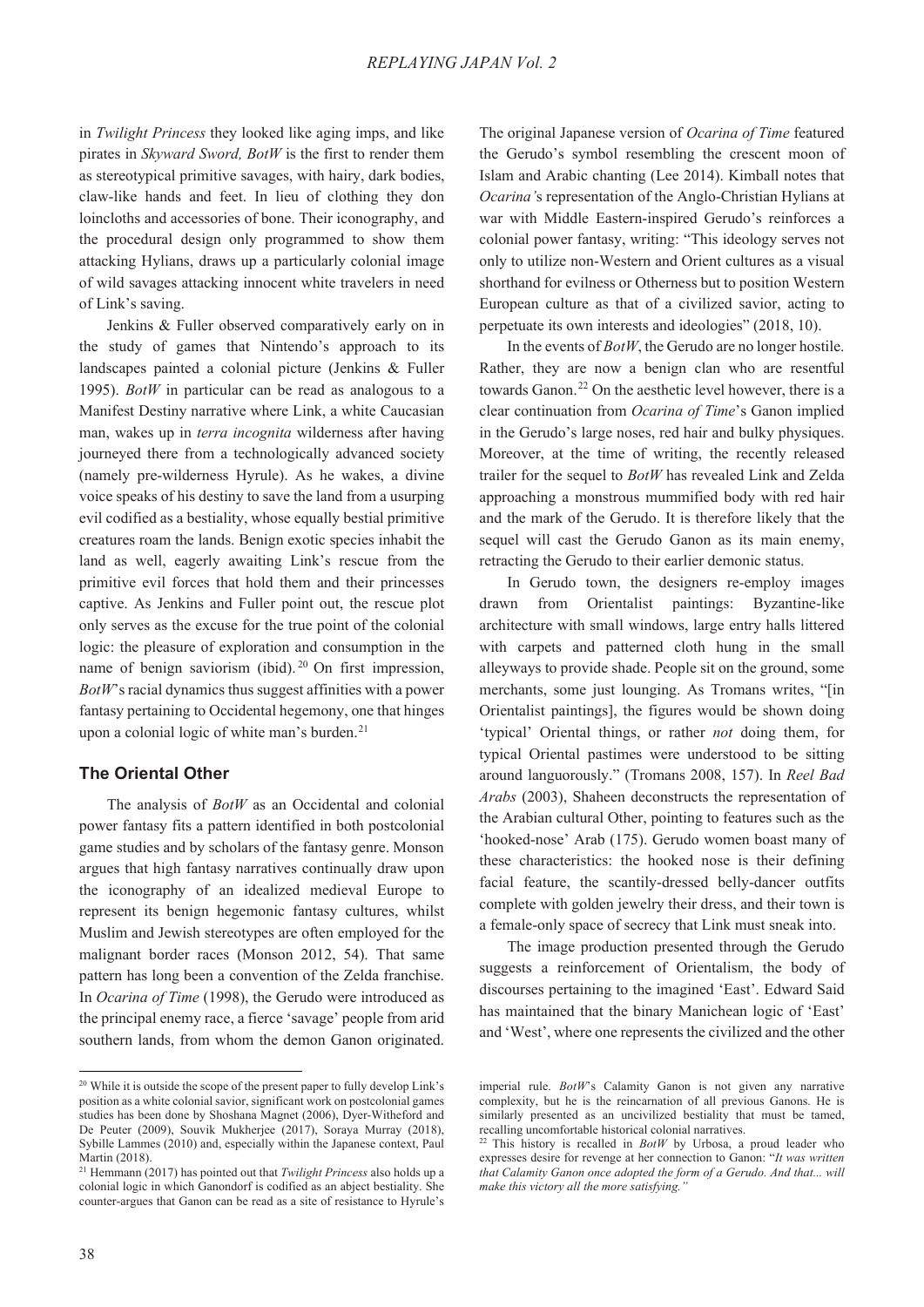in *Twilight Princess* they looked like aging imps, and like pirates in *Skyward Sword, BotW* is the first to render them as stereotypical primitive savages, with hairy, dark bodies, claw-like hands and feet. In lieu of clothing they don loincloths and accessories of bone. Their iconography, and the procedural design only programmed to show them attacking Hylians, draws up a particularly colonial image of wild savages attacking innocent white travelers in need of Link's saving.

Jenkins & Fuller observed comparatively early on in the study of games that Nintendo's approach to its landscapes painted a colonial picture (Jenkins & Fuller 1995). *BotW* in particular can be read as analogous to a Manifest Destiny narrative where Link, a white Caucasian man, wakes up in *terra incognita* wilderness after having journeyed there from a technologically advanced society (namely pre-wilderness Hyrule). As he wakes, a divine voice speaks of his destiny to save the land from a usurping evil codified as a bestiality, whose equally bestial primitive creatures roam the lands. Benign exotic species inhabit the land as well, eagerly awaiting Link's rescue from the primitive evil forces that hold them and their princesses captive. As Jenkins and Fuller point out, the rescue plot only serves as the excuse for the true point of the colonial logic: the pleasure of exploration and consumption in the name of benign saviorism (ibid).[20] On first impression, *BotW*'s racial dynamics thus suggest affinities with a power fantasy pertaining to Occidental hegemony, one that hinges upon a colonial logic of white man's burden.[21]

## The Oriental Other

The analysis of *BotW* as an Occidental and colonial power fantasy fits a pattern identified in both postcolonial game studies and by scholars of the fantasy genre. Monson argues that high fantasy narratives continually draw upon the iconography of an idealized medieval Europe to represent its benign hegemonic fantasy cultures, whilst Muslim and Jewish stereotypes are often employed for the malignant border races (Monson 2012, 54). That same pattern has long been a convention of the Zelda franchise. In *Ocarina of Time* (1998), the Gerudo were introduced as the principal enemy race, a fierce 'savage' people from arid southern lands, from whom the demon Ganon originated. The original Japanese version of *Ocarina of Time* featured the Gerudo's symbol resembling the crescent moon of Islam and Arabic chanting (Lee 2014). Kimball notes that *Ocarina'*s representation of the Anglo-Christian Hylians at war with Middle Eastern-inspired Gerudo's reinforces a colonial power fantasy, writing: "This ideology serves not only to utilize non-Western and Orient cultures as a visual shorthand for evilness or Otherness but to position Western European culture as that of a civilized savior, acting to perpetuate its own interests and ideologies" (2018, 10).

In the events of *BotW*, the Gerudo are no longer hostile. Rather, they are now a benign clan who are resentful towards Ganon.[22] On the aesthetic level however, there is a clear continuation from *Ocarina of Time*'s Ganon implied in the Gerudo's large noses, red hair and bulky physiques. Moreover, at the time of writing, the recently released trailer for the sequel to *BotW* has revealed Link and Zelda approaching a monstrous mummified body with red hair and the mark of the Gerudo. It is therefore likely that the sequel will cast the Gerudo Ganon as its main enemy, retracting the Gerudo to their earlier demonic status.

In Gerudo town, the designers re-employ images drawn from Orientalist paintings: Byzantine-like architecture with small windows, large entry halls littered with carpets and patterned cloth hung in the small alleyways to provide shade. People sit on the ground, some merchants, some just lounging. As Tromans writes, "[in Orientalist paintings], the figures would be shown doing 'typical' Oriental things, or rather *not* doing them, for typical Oriental pastimes were understood to be sitting around languorously." (Tromans 2008, 157). In *Reel Bad Arabs* (2003), Shaheen deconstructs the representation of the Arabian cultural Other, pointing to features such as the 'hooked-nose' Arab (175). Gerudo women boast many of these characteristics: the hooked nose is their defining facial feature, the scantily-dressed belly-dancer outfits complete with golden jewelry their dress, and their town is a female-only space of secrecy that Link must sneak into.

The image production presented through the Gerudo suggests a reinforcement of Orientalism, the body of discourses pertaining to the imagined 'East'. Edward Said has maintained that the binary Manichean logic of 'East' and 'West', where one represents the civilized and the other

---

[20] While it is outside the scope of the present paper to fully develop Link's position as a white colonial savior, significant work on postcolonial games studies has been done by Shoshana Magnet (2006), Dyer-Witheford and De Peuter (2009), Souvik Mukherjee (2017), Soraya Murray (2018), Sybille Lammes (2010) and, especially within the Japanese context, Paul Martin (2018).

[21] Hemmann (2017) has pointed out that *Twilight Princess* also holds up a colonial logic in which Ganondorf is codified as an abject bestiality. She counter-argues that Ganon can be read as a site of resistance to Hyrule's imperial rule. *BotW*'s Calamity Ganon is not given any narrative complexity, but he is the reincarnation of all previous Ganons. He is similarly presented as an uncivilized bestiality that must be tamed, recalling uncomfortable historical colonial narratives.

[22] This history is recalled in *BotW* by Urbosa, a proud leader who expresses desire for revenge at her connection to Ganon: "*It was written that Calamity Ganon once adopted the form of a Gerudo. And that... will make this victory all the more satisfying.*"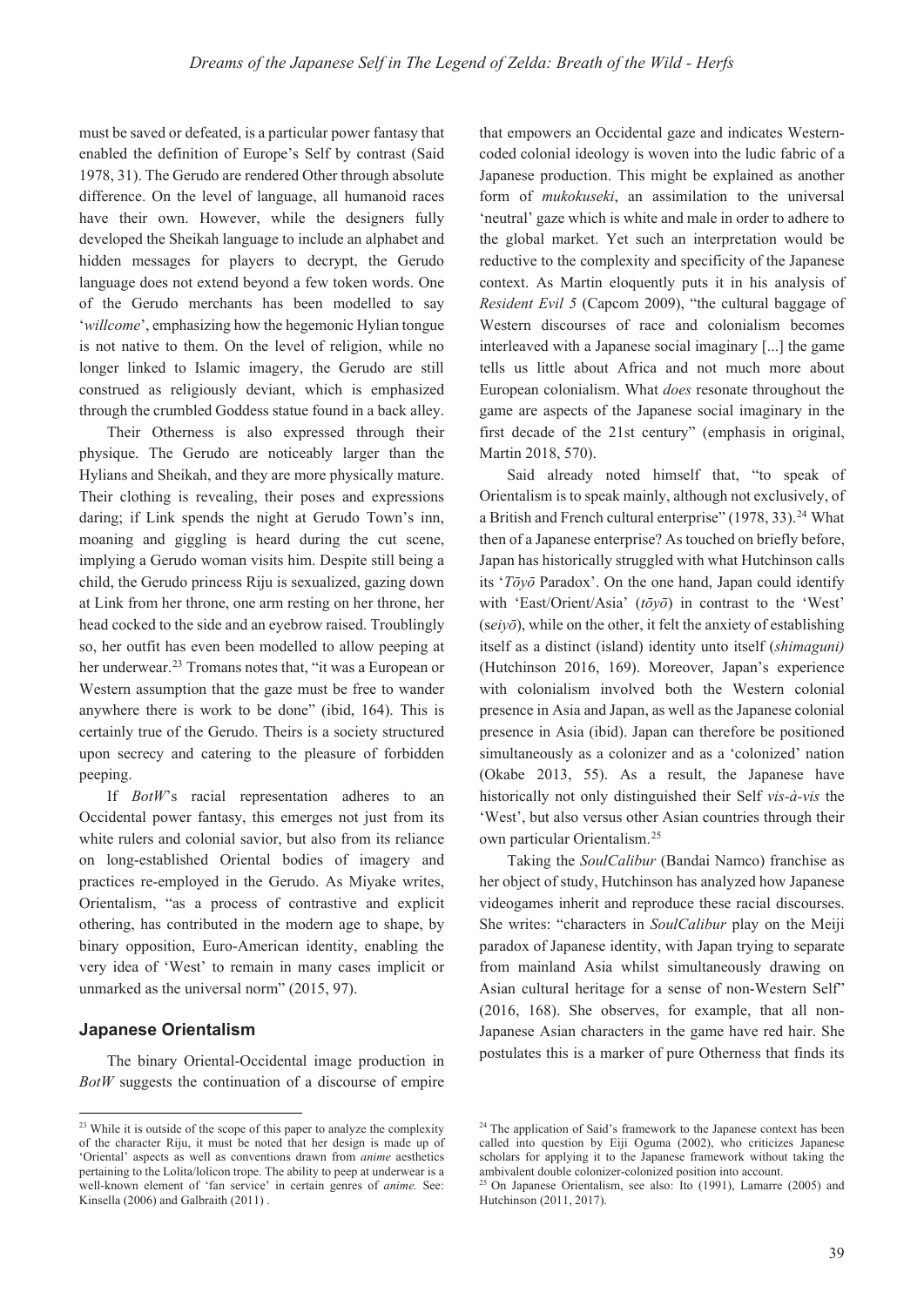must be saved or defeated, is a particular power fantasy that enabled the definition of Europe's Self by contrast (Said 1978, 31). The Gerudo are rendered Other through absolute difference. On the level of language, all humanoid races have their own. However, while the designers fully developed the Sheikah language to include an alphabet and hidden messages for players to decrypt, the Gerudo language does not extend beyond a few token words. One of the Gerudo merchants has been modelled to say '*willcome*', emphasizing how the hegemonic Hylian tongue is not native to them. On the level of religion, while no longer linked to Islamic imagery, the Gerudo are still construed as religiously deviant, which is emphasized through the crumbled Goddess statue found in a back alley.

Their Otherness is also expressed through their physique. The Gerudo are noticeably larger than the Hylians and Sheikah, and they are more physically mature. Their clothing is revealing, their poses and expressions daring; if Link spends the night at Gerudo Town's inn, moaning and giggling is heard during the cut scene, implying a Gerudo woman visits him. Despite still being a child, the Gerudo princess Riju is sexualized, gazing down at Link from her throne, one arm resting on her throne, her head cocked to the side and an eyebrow raised. Troublingly so, her outfit has even been modelled to allow peeping at her underwear.[23] Tromans notes that, "it was a European or Western assumption that the gaze must be free to wander anywhere there is work to be done" (ibid, 164). This is certainly true of the Gerudo. Theirs is a society structured upon secrecy and catering to the pleasure of forbidden peeping.

If *BotW*'s racial representation adheres to an Occidental power fantasy, this emerges not just from its white rulers and colonial savior, but also from its reliance on long-established Oriental bodies of imagery and practices re-employed in the Gerudo. As Miyake writes, Orientalism, "as a process of contrastive and explicit othering, has contributed in the modern age to shape, by binary opposition, Euro-American identity, enabling the very idea of 'West' to remain in many cases implicit or unmarked as the universal norm" (2015, 97).

## Japanese Orientalism

The binary Oriental-Occidental image production in *BotW* suggests the continuation of a discourse of empire that empowers an Occidental gaze and indicates Western-coded colonial ideology is woven into the ludic fabric of a Japanese production. This might be explained as another form of *mukokuseki*, an assimilation to the universal 'neutral' gaze which is white and male in order to adhere to the global market. Yet such an interpretation would be reductive to the complexity and specificity of the Japanese context. As Martin eloquently puts it in his analysis of *Resident Evil 5* (Capcom 2009), "the cultural baggage of Western discourses of race and colonialism becomes interleaved with a Japanese social imaginary [...] the game tells us little about Africa and not much more about European colonialism. What *does* resonate throughout the game are aspects of the Japanese social imaginary in the first decade of the 21st century" (emphasis in original, Martin 2018, 570).

Said already noted himself that, "to speak of Orientalism is to speak mainly, although not exclusively, of a British and French cultural enterprise" (1978, 33).[24] What then of a Japanese enterprise? As touched on briefly before, Japan has historically struggled with what Hutchinson calls its '*Tōyō* Paradox'. On the one hand, Japan could identify with 'East/Orient/Asia' (*tōyō*) in contrast to the 'West' (*seiyō*), while on the other, it felt the anxiety of establishing itself as a distinct (island) identity unto itself (*shimaguni)* (Hutchinson 2016, 169). Moreover, Japan's experience with colonialism involved both the Western colonial presence in Asia and Japan, as well as the Japanese colonial presence in Asia (ibid). Japan can therefore be positioned simultaneously as a colonizer and as a 'colonized' nation (Okabe 2013, 55). As a result, the Japanese have historically not only distinguished their Self *vis-à-vis* the 'West', but also versus other Asian countries through their own particular Orientalism.[25]

Taking the *SoulCalibur* (Bandai Namco) franchise as her object of study, Hutchinson has analyzed how Japanese videogames inherit and reproduce these racial discourses. She writes: "characters in *SoulCalibur* play on the Meiji paradox of Japanese identity, with Japan trying to separate from mainland Asia whilst simultaneously drawing on Asian cultural heritage for a sense of non-Western Self" (2016, 168). She observes, for example, that all non-Japanese Asian characters in the game have red hair. She postulates this is a marker of pure Otherness that finds its

---

[23] While it is outside of the scope of this paper to analyze the complexity of the character Riju, it must be noted that her design is made up of 'Oriental' aspects as well as conventions drawn from *anime* aesthetics pertaining to the Lolita/lolicon trope. The ability to peep at underwear is a well-known element of 'fan service' in certain genres of *anime.* See: Kinsella (2006) and Galbraith (2011) .

[24] The application of Said's framework to the Japanese context has been called into question by Eiji Oguma (2002), who criticizes Japanese scholars for applying it to the Japanese framework without taking the ambivalent double colonizer-colonized position into account.

[25] On Japanese Orientalism, see also: Ito (1991), Lamarre (2005) and Hutchinson (2011, 2017).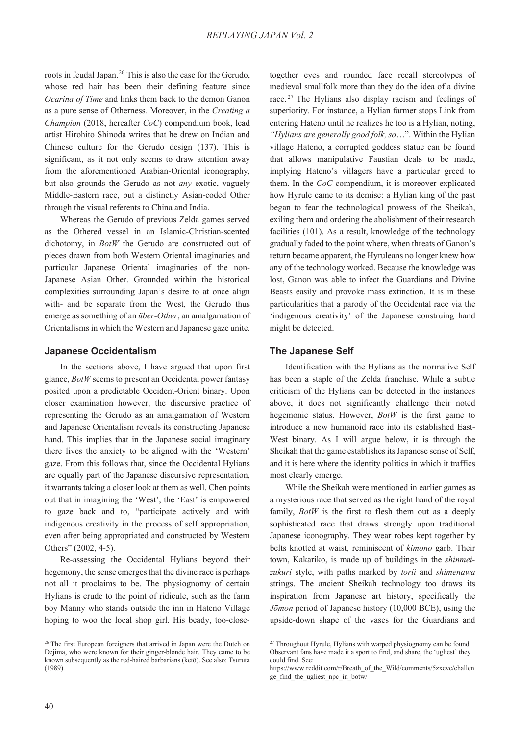roots in feudal Japan.[26] This is also the case for the Gerudo, whose red hair has been their defining feature since *Ocarina of Time* and links them back to the demon Ganon as a pure sense of Otherness. Moreover, in the *Creating a Champion* (2018, hereafter *CoC*) compendium book, lead artist Hirohito Shinoda writes that he drew on Indian and Chinese culture for the Gerudo design (137). This is significant, as it not only seems to draw attention away from the aforementioned Arabian-Oriental iconography, but also grounds the Gerudo as not *any* exotic, vaguely Middle-Eastern race, but a distinctly Asian-coded Other through the visual referents to China and India.

Whereas the Gerudo of previous Zelda games served as the Othered vessel in an Islamic-Christian-scented dichotomy, in *BotW* the Gerudo are constructed out of pieces drawn from both Western Oriental imaginaries and particular Japanese Oriental imaginaries of the non-Japanese Asian Other. Grounded within the historical complexities surrounding Japan's desire to at once align with- and be separate from the West, the Gerudo thus emerge as something of an *über-Other*, an amalgamation of Orientalisms in which the Western and Japanese gaze unite.

## Japanese Occidentalism

In the sections above, I have argued that upon first glance, *BotW* seems to present an Occidental power fantasy posited upon a predictable Occident-Orient binary. Upon closer examination however, the discursive practice of representing the Gerudo as an amalgamation of Western and Japanese Orientalism reveals its constructing Japanese hand. This implies that in the Japanese social imaginary there lives the anxiety to be aligned with the 'Western' gaze. From this follows that, since the Occidental Hylians are equally part of the Japanese discursive representation, it warrants taking a closer look at them as well. Chen points out that in imagining the 'West', the 'East' is empowered to gaze back and to, "participate actively and with indigenous creativity in the process of self appropriation, even after being appropriated and constructed by Western Others" (2002, 4-5).

Re-assessing the Occidental Hylians beyond their hegemony, the sense emerges that the divine race is perhaps not all it proclaims to be. The physiognomy of certain Hylians is crude to the point of ridicule, such as the farm boy Manny who stands outside the inn in Hateno Village hoping to woo the local shop girl. His beady, too-close-together eyes and rounded face recall stereotypes of medieval smallfolk more than they do the idea of a divine race.[27] The Hylians also display racism and feelings of superiority. For instance, a Hylian farmer stops Link from entering Hateno until he realizes he too is a Hylian, noting, *"Hylians are generally good folk, so*…". Within the Hylian village Hateno, a corrupted goddess statue can be found that allows manipulative Faustian deals to be made, implying Hateno's villagers have a particular greed to them. In the *CoC* compendium, it is moreover explicated how Hyrule came to its demise: a Hylian king of the past began to fear the technological prowess of the Sheikah, exiling them and ordering the abolishment of their research facilities (101). As a result, knowledge of the technology gradually faded to the point where, when threats of Ganon's return became apparent, the Hyruleans no longer knew how any of the technology worked. Because the knowledge was lost, Ganon was able to infect the Guardians and Divine Beasts easily and provoke mass extinction. It is in these particularities that a parody of the Occidental race via the 'indigenous creativity' of the Japanese construing hand might be detected.

## The Japanese Self

Identification with the Hylians as the normative Self has been a staple of the Zelda franchise. While a subtle criticism of the Hylians can be detected in the instances above, it does not significantly challenge their noted hegemonic status. However, *BotW* is the first game to introduce a new humanoid race into its established East-West binary. As I will argue below, it is through the Sheikah that the game establishes its Japanese sense of Self, and it is here where the identity politics in which it traffics most clearly emerge.

While the Sheikah were mentioned in earlier games as a mysterious race that served as the right hand of the royal family, *BotW* is the first to flesh them out as a deeply sophisticated race that draws strongly upon traditional Japanese iconography. They wear robes kept together by belts knotted at waist, reminiscent of *kimono* garb. Their town, Kakariko, is made up of buildings in the *shinmei-zukuri* style, with paths marked by *torii* and *shimenawa* strings. The ancient Sheikah technology too draws its inspiration from Japanese art history, specifically the *Jōmon* period of Japanese history (10,000 BCE), using the upside-down shape of the vases for the Guardians and

---

[26] The first European foreigners that arrived in Japan were the Dutch on Dejima, who were known for their ginger-blonde hair. They came to be known subsequently as the red-haired barbarians (ketō). See also: Tsuruta (1989).

[27] Throughout Hyrule, Hylians with warped physiognomy can be found. Observant fans have made it a sport to find, and share, the 'ugliest' they could find. See: https://www.reddit.com/r/Breath_of_the_Wild/comments/5zxcvc/challenge_find_the_ugliest_npc_in_botw/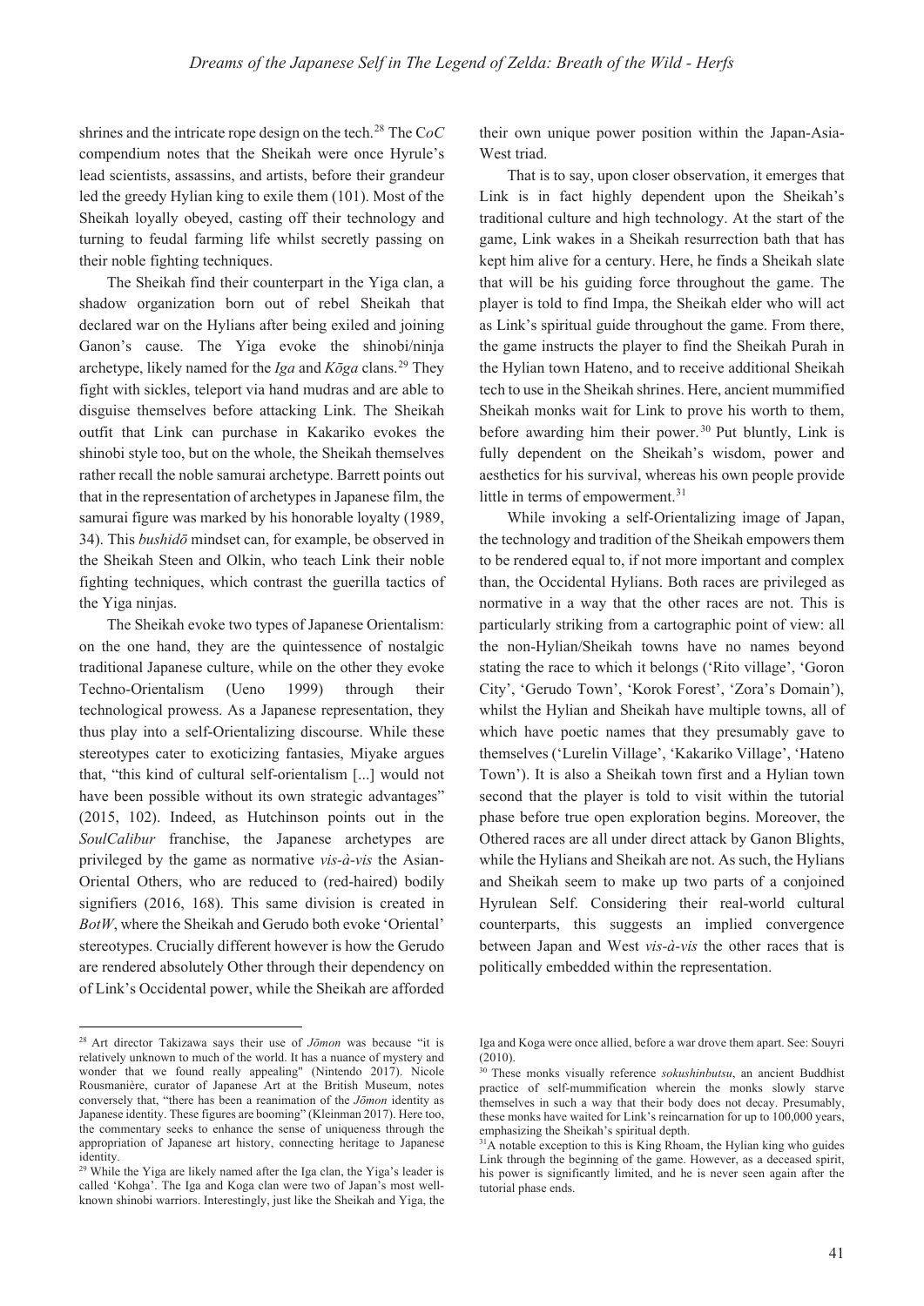shrines and the intricate rope design on the tech.[28] The *CoC* compendium notes that the Sheikah were once Hyrule's lead scientists, assassins, and artists, before their grandeur led the greedy Hylian king to exile them (101). Most of the Sheikah loyally obeyed, casting off their technology and turning to feudal farming life whilst secretly passing on their noble fighting techniques.

The Sheikah find their counterpart in the Yiga clan, a shadow organization born out of rebel Sheikah that declared war on the Hylians after being exiled and joining Ganon's cause. The Yiga evoke the shinobi/ninja archetype, likely named for the *Iga* and *Kōga* clans.[29] They fight with sickles, teleport via hand mudras and are able to disguise themselves before attacking Link. The Sheikah outfit that Link can purchase in Kakariko evokes the shinobi style too, but on the whole, the Sheikah themselves rather recall the noble samurai archetype. Barrett points out that in the representation of archetypes in Japanese film, the samurai figure was marked by his honorable loyalty (1989, 34). This *bushidō* mindset can, for example, be observed in the Sheikah Steen and Olkin, who teach Link their noble fighting techniques, which contrast the guerilla tactics of the Yiga ninjas.

The Sheikah evoke two types of Japanese Orientalism: on the one hand, they are the quintessence of nostalgic traditional Japanese culture, while on the other they evoke Techno-Orientalism (Ueno 1999) through their technological prowess. As a Japanese representation, they thus play into a self-Orientalizing discourse. While these stereotypes cater to exoticizing fantasies, Miyake argues that, "this kind of cultural self-orientalism [...] would not have been possible without its own strategic advantages" (2015, 102). Indeed, as Hutchinson points out in the *SoulCalibur* franchise, the Japanese archetypes are privileged by the game as normative *vis-à-vis* the Asian-Oriental Others, who are reduced to (red-haired) bodily signifiers (2016, 168). This same division is created in *BotW*, where the Sheikah and Gerudo both evoke 'Oriental' stereotypes. Crucially different however is how the Gerudo are rendered absolutely Other through their dependency on of Link's Occidental power, while the Sheikah are afforded their own unique power position within the Japan-Asia-West triad.

That is to say, upon closer observation, it emerges that Link is in fact highly dependent upon the Sheikah's traditional culture and high technology. At the start of the game, Link wakes in a Sheikah resurrection bath that has kept him alive for a century. Here, he finds a Sheikah slate that will be his guiding force throughout the game. The player is told to find Impa, the Sheikah elder who will act as Link's spiritual guide throughout the game. From there, the game instructs the player to find the Sheikah Purah in the Hylian town Hateno, and to receive additional Sheikah tech to use in the Sheikah shrines. Here, ancient mummified Sheikah monks wait for Link to prove his worth to them, before awarding him their power.[30] Put bluntly, Link is fully dependent on the Sheikah's wisdom, power and aesthetics for his survival, whereas his own people provide little in terms of empowerment.[31]

While invoking a self-Orientalizing image of Japan, the technology and tradition of the Sheikah empowers them to be rendered equal to, if not more important and complex than, the Occidental Hylians. Both races are privileged as normative in a way that the other races are not. This is particularly striking from a cartographic point of view: all the non-Hylian/Sheikah towns have no names beyond stating the race to which it belongs ('Rito village', 'Goron City', 'Gerudo Town', 'Korok Forest', 'Zora's Domain'), whilst the Hylian and Sheikah have multiple towns, all of which have poetic names that they presumably gave to themselves ('Lurelin Village', 'Kakariko Village', 'Hateno Town'). It is also a Sheikah town first and a Hylian town second that the player is told to visit within the tutorial phase before true open exploration begins. Moreover, the Othered races are all under direct attack by Ganon Blights, while the Hylians and Sheikah are not. As such, the Hylians and Sheikah seem to make up two parts of a conjoined Hyrulean Self. Considering their real-world cultural counterparts, this suggests an implied convergence between Japan and West *vis-à-vis* the other races that is politically embedded within the representation.

---

[28] Art director Takizawa says their use of *Jōmon* was because "it is relatively unknown to much of the world. It has a nuance of mystery and wonder that we found really appealing" (Nintendo 2017). Nicole Rousmanière, curator of Japanese Art at the British Museum, notes conversely that, "there has been a reanimation of the *Jōmon* identity as Japanese identity. These figures are booming" (Kleinman 2017). Here too, the commentary seeks to enhance the sense of uniqueness through the appropriation of Japanese art history, connecting heritage to Japanese identity.

[29] While the Yiga are likely named after the Iga clan, the Yiga's leader is called 'Kohga'. The Iga and Koga clan were two of Japan's most well-known shinobi warriors. Interestingly, just like the Sheikah and Yiga, the Iga and Koga were once allied, before a war drove them apart. See: Souyri (2010).

[30] These monks visually reference *sokushinbutsu*, an ancient Buddhist practice of self-mummification wherein the monks slowly starve themselves in such a way that their body does not decay. Presumably, these monks have waited for Link's reincarnation for up to 100,000 years, emphasizing the Sheikah's spiritual depth.

[31] A notable exception to this is King Rhoam, the Hylian king who guides Link through the beginning of the game. However, as a deceased spirit, his power is significantly limited, and he is never seen again after the tutorial phase ends.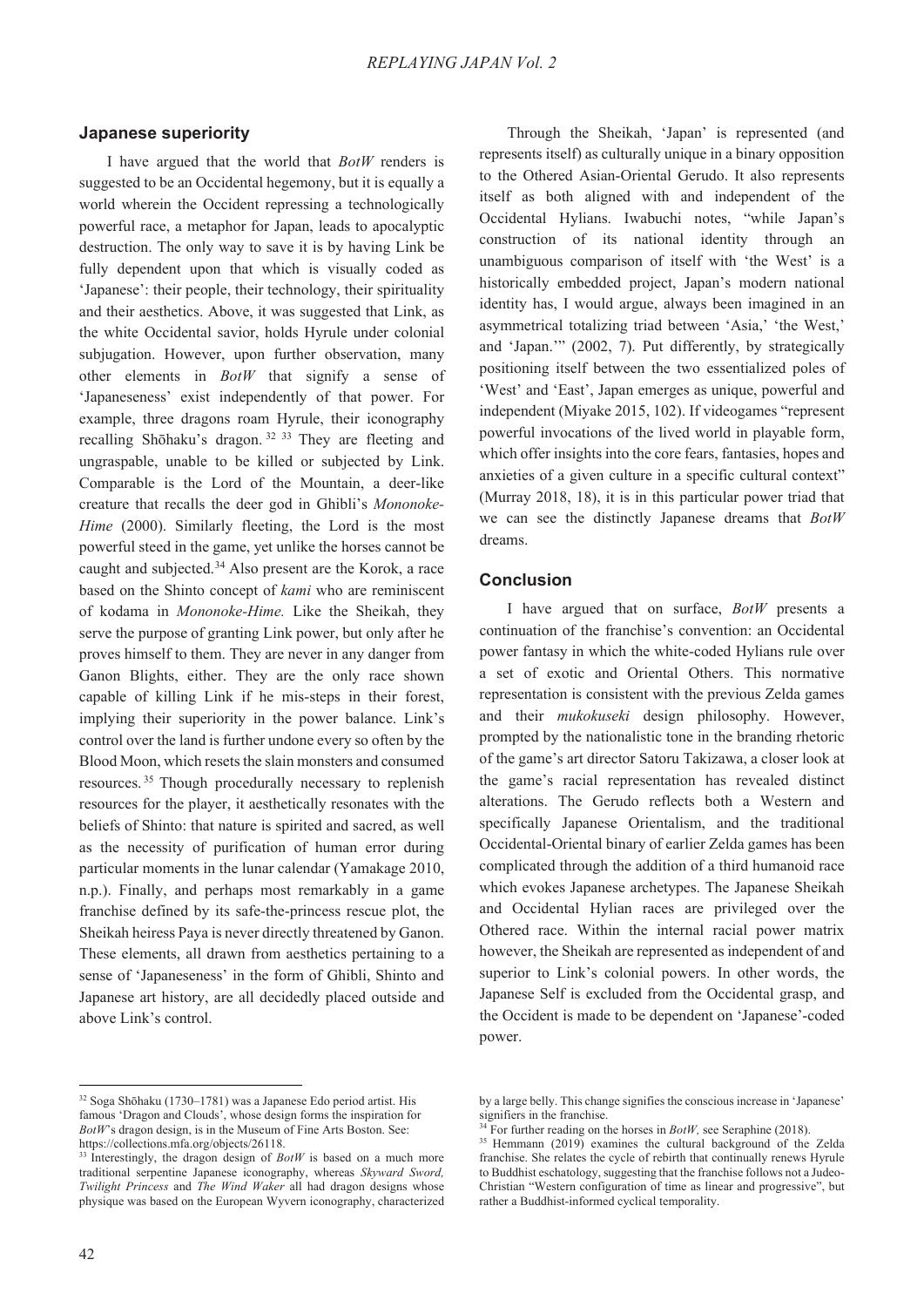### Japanese superiority

I have argued that the world that *BotW* renders is suggested to be an Occidental hegemony, but it is equally a world wherein the Occident repressing a technologically powerful race, a metaphor for Japan, leads to apocalyptic destruction. The only way to save it is by having Link be fully dependent upon that which is visually coded as 'Japanese': their people, their technology, their spirituality and their aesthetics. Above, it was suggested that Link, as the white Occidental savior, holds Hyrule under colonial subjugation. However, upon further observation, many other elements in *BotW* that signify a sense of 'Japaneseness' exist independently of that power. For example, three dragons roam Hyrule, their iconography recalling Shōhaku's dragon.[32] [33] They are fleeting and ungraspable, unable to be killed or subjected by Link. Comparable is the Lord of the Mountain, a deer-like creature that recalls the deer god in Ghibli's *Mononoke-Hime* (2000). Similarly fleeting, the Lord is the most powerful steed in the game, yet unlike the horses cannot be caught and subjected.[34] Also present are the Korok, a race based on the Shinto concept of *kami* who are reminiscent of kodama in *Mononoke-Hime.* Like the Sheikah, they serve the purpose of granting Link power, but only after he proves himself to them. They are never in any danger from Ganon Blights, either. They are the only race shown capable of killing Link if he mis-steps in their forest, implying their superiority in the power balance. Link's control over the land is further undone every so often by the Blood Moon, which resets the slain monsters and consumed resources.[35] Though procedurally necessary to replenish resources for the player, it aesthetically resonates with the beliefs of Shinto: that nature is spirited and sacred, as well as the necessity of purification of human error during particular moments in the lunar calendar (Yamakage 2010, n.p.). Finally, and perhaps most remarkably in a game franchise defined by its safe-the-princess rescue plot, the Sheikah heiress Paya is never directly threatened by Ganon. These elements, all drawn from aesthetics pertaining to a sense of 'Japaneseness' in the form of Ghibli, Shinto and Japanese art history, are all decidedly placed outside and above Link's control.

Through the Sheikah, 'Japan' is represented (and represents itself) as culturally unique in a binary opposition to the Othered Asian-Oriental Gerudo. It also represents itself as both aligned with and independent of the Occidental Hylians. Iwabuchi notes, "while Japan's construction of its national identity through an unambiguous comparison of itself with 'the West' is a historically embedded project, Japan's modern national identity has, I would argue, always been imagined in an asymmetrical totalizing triad between 'Asia,' 'the West,' and 'Japan.'" (2002, 7). Put differently, by strategically positioning itself between the two essentialized poles of 'West' and 'East', Japan emerges as unique, powerful and independent (Miyake 2015, 102). If videogames "represent powerful invocations of the lived world in playable form, which offer insights into the core fears, fantasies, hopes and anxieties of a given culture in a specific cultural context" (Murray 2018, 18), it is in this particular power triad that we can see the distinctly Japanese dreams that *BotW* dreams.

### Conclusion

I have argued that on surface, *BotW* presents a continuation of the franchise's convention: an Occidental power fantasy in which the white-coded Hylians rule over a set of exotic and Oriental Others. This normative representation is consistent with the previous Zelda games and their *mukokuseki* design philosophy. However, prompted by the nationalistic tone in the branding rhetoric of the game's art director Satoru Takizawa, a closer look at the game's racial representation has revealed distinct alterations. The Gerudo reflects both a Western and specifically Japanese Orientalism, and the traditional Occidental-Oriental binary of earlier Zelda games has been complicated through the addition of a third humanoid race which evokes Japanese archetypes. The Japanese Sheikah and Occidental Hylian races are privileged over the Othered race. Within the internal racial power matrix however, the Sheikah are represented as independent of and superior to Link's colonial powers. In other words, the Japanese Self is excluded from the Occidental grasp, and the Occident is made to be dependent on 'Japanese'-coded power.

---

[32] Soga Shōhaku (1730–1781) was a Japanese Edo period artist. His famous 'Dragon and Clouds', whose design forms the inspiration for *BotW*'s dragon design, is in the Museum of Fine Arts Boston. See: https://collections.mfa.org/objects/26118.

[33] Interestingly, the dragon design of *BotW* is based on a much more traditional serpentine Japanese iconography, whereas *Skyward Sword, Twilight Princess* and *The Wind Waker* all had dragon designs whose physique was based on the European Wyvern iconography, characterized by a large belly. This change signifies the conscious increase in 'Japanese' signifiers in the franchise.

[34] For further reading on the horses in *BotW,* see Seraphine (2018).

[35] Hemmann (2019) examines the cultural background of the Zelda franchise. She relates the cycle of rebirth that continually renews Hyrule to Buddhist eschatology, suggesting that the franchise follows not a Judeo-Christian "Western configuration of time as linear and progressive", but rather a Buddhist-informed cyclical temporality.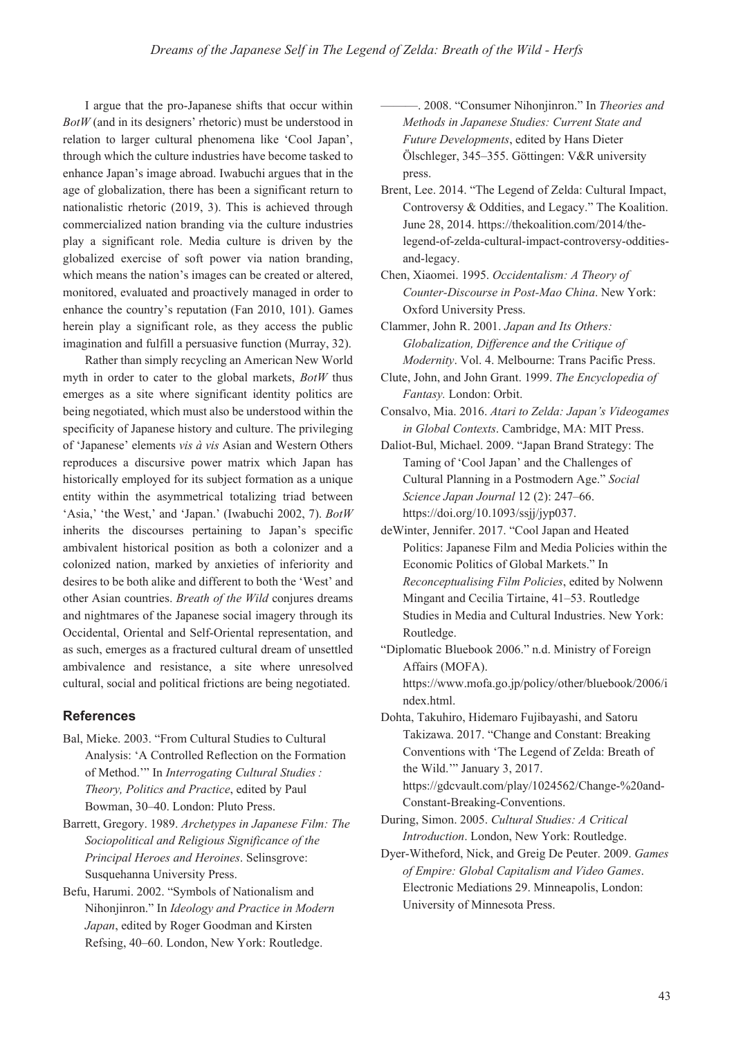I argue that the pro-Japanese shifts that occur within *BotW* (and in its designers' rhetoric) must be understood in relation to larger cultural phenomena like 'Cool Japan', through which the culture industries have become tasked to enhance Japan's image abroad. Iwabuchi argues that in the age of globalization, there has been a significant return to nationalistic rhetoric (2019, 3). This is achieved through commercialized nation branding via the culture industries play a significant role. Media culture is driven by the globalized exercise of soft power via nation branding, which means the nation's images can be created or altered, monitored, evaluated and proactively managed in order to enhance the country's reputation (Fan 2010, 101). Games herein play a significant role, as they access the public imagination and fulfill a persuasive function (Murray, 32).

Rather than simply recycling an American New World myth in order to cater to the global markets, *BotW* thus emerges as a site where significant identity politics are being negotiated, which must also be understood within the specificity of Japanese history and culture. The privileging of 'Japanese' elements *vis à vis* Asian and Western Others reproduces a discursive power matrix which Japan has historically employed for its subject formation as a unique entity within the asymmetrical totalizing triad between 'Asia,' 'the West,' and 'Japan.' (Iwabuchi 2002, 7). *BotW* inherits the discourses pertaining to Japan's specific ambivalent historical position as both a colonizer and a colonized nation, marked by anxieties of inferiority and desires to be both alike and different to both the 'West' and other Asian countries. *Breath of the Wild* conjures dreams and nightmares of the Japanese social imagery through its Occidental, Oriental and Self-Oriental representation, and as such, emerges as a fractured cultural dream of unsettled ambivalence and resistance, a site where unresolved cultural, social and political frictions are being negotiated.

## References

Bal, Mieke. 2003. "From Cultural Studies to Cultural Analysis: 'A Controlled Reflection on the Formation of Method.'" In *Interrogating Cultural Studies : Theory, Politics and Practice*, edited by Paul Bowman, 30–40. London: Pluto Press.

Barrett, Gregory. 1989. *Archetypes in Japanese Film: The Sociopolitical and Religious Significance of the Principal Heroes and Heroines*. Selinsgrove: Susquehanna University Press.

Befu, Harumi. 2002. "Symbols of Nationalism and Nihonjinron." In *Ideology and Practice in Modern Japan*, edited by Roger Goodman and Kirsten Refsing, 40–60. London, New York: Routledge.

———. 2008. "Consumer Nihonjinron." In *Theories and Methods in Japanese Studies: Current State and Future Developments*, edited by Hans Dieter Ölschleger, 345–355. Göttingen: V&R university press.

Brent, Lee. 2014. "The Legend of Zelda: Cultural Impact, Controversy & Oddities, and Legacy." The Koalition. June 28, 2014. https://thekoalition.com/2014/the-legend-of-zelda-cultural-impact-controversy-oddities-and-legacy.

Chen, Xiaomei. 1995. *Occidentalism: A Theory of Counter-Discourse in Post-Mao China*. New York: Oxford University Press.

Clammer, John R. 2001. *Japan and Its Others: Globalization, Difference and the Critique of Modernity*. Vol. 4. Melbourne: Trans Pacific Press.

Clute, John, and John Grant. 1999. *The Encyclopedia of Fantasy.* London: Orbit.

Consalvo, Mia. 2016. *Atari to Zelda: Japan's Videogames in Global Contexts*. Cambridge, MA: MIT Press.

Daliot-Bul, Michael. 2009. "Japan Brand Strategy: The Taming of 'Cool Japan' and the Challenges of Cultural Planning in a Postmodern Age." *Social Science Japan Journal* 12 (2): 247–66. https://doi.org/10.1093/ssjj/jyp037.

deWinter, Jennifer. 2017. "Cool Japan and Heated Politics: Japanese Film and Media Policies within the Economic Politics of Global Markets." In *Reconceptualising Film Policies*, edited by Nolwenn Mingant and Cecilia Tirtaine, 41–53. Routledge Studies in Media and Cultural Industries. New York: Routledge.

"Diplomatic Bluebook 2006." n.d. Ministry of Foreign Affairs (MOFA). https://www.mofa.go.jp/policy/other/bluebook/2006/index.html.

Dohta, Takuhiro, Hidemaro Fujibayashi, and Satoru Takizawa. 2017. "Change and Constant: Breaking Conventions with 'The Legend of Zelda: Breath of the Wild.'" January 3, 2017. https://gdcvault.com/play/1024562/Change-%20and-Constant-Breaking-Conventions.

During, Simon. 2005. *Cultural Studies: A Critical Introduction*. London, New York: Routledge.

Dyer-Witheford, Nick, and Greig De Peuter. 2009. *Games of Empire: Global Capitalism and Video Games*. Electronic Mediations 29. Minneapolis, London: University of Minnesota Press.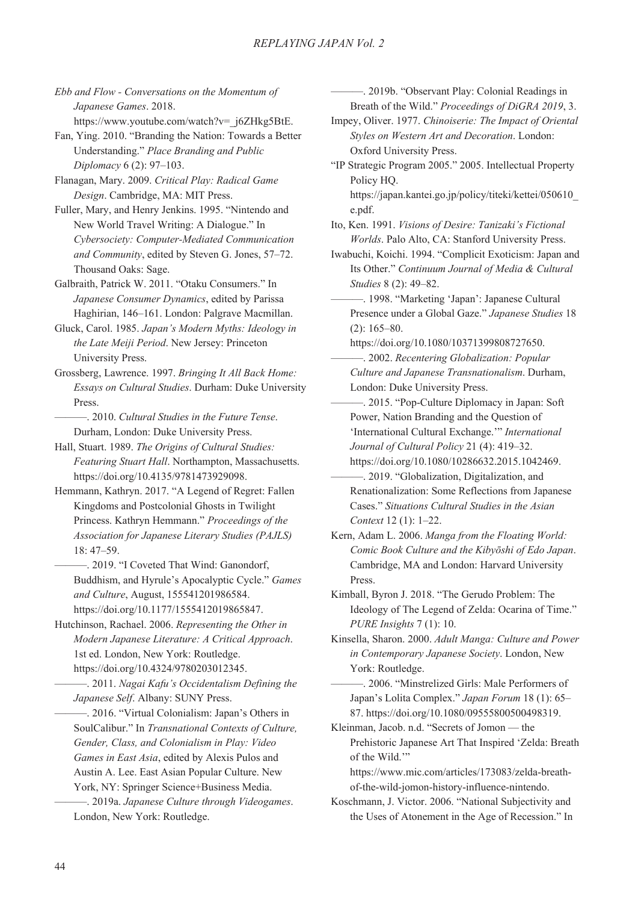*Ebb and Flow - Conversations on the Momentum of Japanese Games*. 2018. https://www.youtube.com/watch?v=_j6ZHkg5BtE.

Fan, Ying. 2010. "Branding the Nation: Towards a Better Understanding." *Place Branding and Public Diplomacy* 6 (2): 97–103.

Flanagan, Mary. 2009. *Critical Play: Radical Game Design*. Cambridge, MA: MIT Press.

Fuller, Mary, and Henry Jenkins. 1995. "Nintendo and New World Travel Writing: A Dialogue." In *Cybersociety: Computer-Mediated Communication and Community*, edited by Steven G. Jones, 57–72. Thousand Oaks: Sage.

Galbraith, Patrick W. 2011. "Otaku Consumers." In *Japanese Consumer Dynamics*, edited by Parissa Haghirian, 146–161. London: Palgrave Macmillan.

Gluck, Carol. 1985. *Japan's Modern Myths: Ideology in the Late Meiji Period*. New Jersey: Princeton University Press.

Grossberg, Lawrence. 1997. *Bringing It All Back Home: Essays on Cultural Studies*. Durham: Duke University Press.

———. 2010. *Cultural Studies in the Future Tense*. Durham, London: Duke University Press.

Hall, Stuart. 1989. *The Origins of Cultural Studies: Featuring Stuart Hall*. Northampton, Massachusetts. https://doi.org/10.4135/9781473929098.

Hemmann, Kathryn. 2017. "A Legend of Regret: Fallen Kingdoms and Postcolonial Ghosts in Twilight Princess. Kathryn Hemmann." *Proceedings of the Association for Japanese Literary Studies (PAJLS)* 18: 47–59.

———. 2019. "I Coveted That Wind: Ganondorf, Buddhism, and Hyrule's Apocalyptic Cycle." *Games and Culture*, August, 155541201986584. https://doi.org/10.1177/1555412019865847.

Hutchinson, Rachael. 2006. *Representing the Other in Modern Japanese Literature: A Critical Approach*. 1st ed. London, New York: Routledge. https://doi.org/10.4324/9780203012345.

———. 2011. *Nagai Kafu's Occidentalism Defining the Japanese Self*. Albany: SUNY Press.

———. 2016. "Virtual Colonialism: Japan's Others in SoulCalibur." In *Transnational Contexts of Culture, Gender, Class, and Colonialism in Play: Video Games in East Asia*, edited by Alexis Pulos and Austin A. Lee. East Asian Popular Culture. New York, NY: Springer Science+Business Media.

———. 2019a. *Japanese Culture through Videogames*. London, New York: Routledge.

———. 2019b. "Observant Play: Colonial Readings in Breath of the Wild." *Proceedings of DiGRA 2019*, 3.

Impey, Oliver. 1977. *Chinoiserie: The Impact of Oriental Styles on Western Art and Decoration*. London: Oxford University Press.

"IP Strategic Program 2005." 2005. Intellectual Property Policy HQ. https://japan.kantei.go.jp/policy/titeki/kettei/050610_e.pdf.

Ito, Ken. 1991. *Visions of Desire: Tanizaki's Fictional Worlds*. Palo Alto, CA: Stanford University Press.

Iwabuchi, Koichi. 1994. "Complicit Exoticism: Japan and Its Other." *Continuum Journal of Media & Cultural Studies* 8 (2): 49–82.

———. 1998. "Marketing 'Japan': Japanese Cultural Presence under a Global Gaze." *Japanese Studies* 18 (2): 165–80. https://doi.org/10.1080/10371399808727650.

———. 2002. *Recentering Globalization: Popular Culture and Japanese Transnationalism*. Durham, London: Duke University Press.

———. 2015. "Pop-Culture Diplomacy in Japan: Soft Power, Nation Branding and the Question of 'International Cultural Exchange.'" *International Journal of Cultural Policy* 21 (4): 419–32. https://doi.org/10.1080/10286632.2015.1042469.

———. 2019. "Globalization, Digitalization, and Renationalization: Some Reflections from Japanese Cases." *Situations Cultural Studies in the Asian Context* 12 (1): 1–22.

Kern, Adam L. 2006. *Manga from the Floating World: Comic Book Culture and the Kibyōshi of Edo Japan*. Cambridge, MA and London: Harvard University Press.

Kimball, Byron J. 2018. "The Gerudo Problem: The Ideology of The Legend of Zelda: Ocarina of Time." *PURE Insights* 7 (1): 10.

Kinsella, Sharon. 2000. *Adult Manga: Culture and Power in Contemporary Japanese Society*. London, New York: Routledge.

———. 2006. "Minstrelized Girls: Male Performers of Japan's Lolita Complex." *Japan Forum* 18 (1): 65–87. https://doi.org/10.1080/09555800500498319.

Kleinman, Jacob. n.d. "Secrets of Jomon — the Prehistoric Japanese Art That Inspired 'Zelda: Breath of the Wild.'" https://www.mic.com/articles/173083/zelda-breath-of-the-wild-jomon-history-influence-nintendo.

Koschmann, J. Victor. 2006. "National Subjectivity and the Uses of Atonement in the Age of Recession." In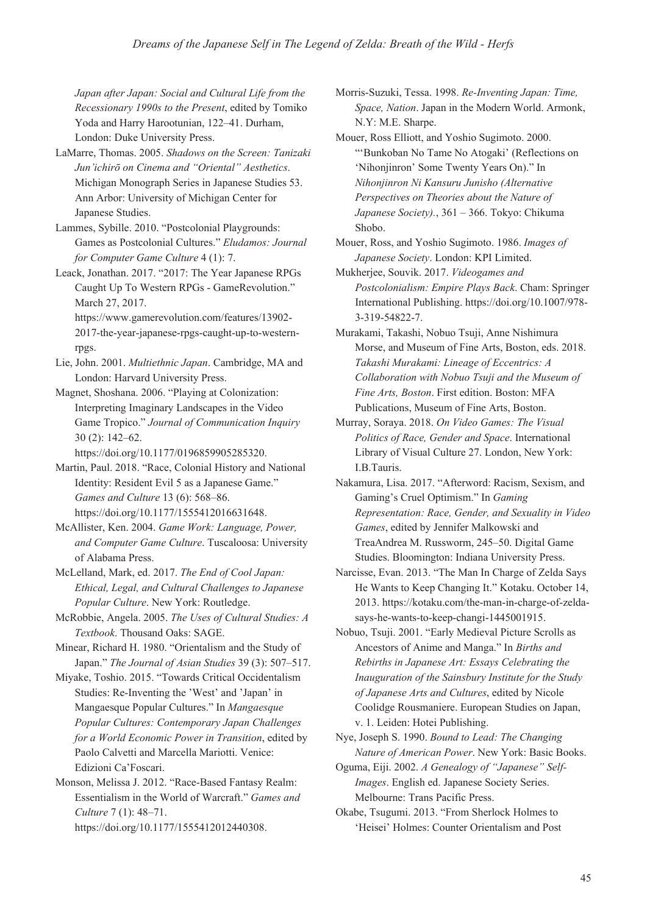*Japan after Japan: Social and Cultural Life from the Recessionary 1990s to the Present*, edited by Tomiko Yoda and Harry Harootunian, 122–41. Durham, London: Duke University Press.

LaMarre, Thomas. 2005. *Shadows on the Screen: Tanizaki Jun'ichirō on Cinema and "Oriental" Aesthetics*. Michigan Monograph Series in Japanese Studies 53. Ann Arbor: University of Michigan Center for Japanese Studies.

Lammes, Sybille. 2010. "Postcolonial Playgrounds: Games as Postcolonial Cultures." *Eludamos: Journal for Computer Game Culture* 4 (1): 7.

Leack, Jonathan. 2017. "2017: The Year Japanese RPGs Caught Up To Western RPGs - GameRevolution." March 27, 2017. https://www.gamerevolution.com/features/13902-2017-the-year-japanese-rpgs-caught-up-to-western-rpgs.

Lie, John. 2001. *Multiethnic Japan*. Cambridge, MA and London: Harvard University Press.

Magnet, Shoshana. 2006. "Playing at Colonization: Interpreting Imaginary Landscapes in the Video Game Tropico." *Journal of Communication Inquiry* 30 (2): 142–62. https://doi.org/10.1177/0196859905285320.

Martin, Paul. 2018. "Race, Colonial History and National Identity: Resident Evil 5 as a Japanese Game." *Games and Culture* 13 (6): 568–86. https://doi.org/10.1177/1555412016631648.

McAllister, Ken. 2004. *Game Work: Language, Power, and Computer Game Culture*. Tuscaloosa: University of Alabama Press.

McLelland, Mark, ed. 2017. *The End of Cool Japan: Ethical, Legal, and Cultural Challenges to Japanese Popular Culture*. New York: Routledge.

McRobbie, Angela. 2005. *The Uses of Cultural Studies: A Textbook*. Thousand Oaks: SAGE.

Minear, Richard H. 1980. "Orientalism and the Study of Japan." *The Journal of Asian Studies* 39 (3): 507–517.

Miyake, Toshio. 2015. "Towards Critical Occidentalism Studies: Re-Inventing the 'West' and 'Japan' in Mangaesque Popular Cultures." In *Mangaesque Popular Cultures: Contemporary Japan Challenges for a World Economic Power in Transition*, edited by Paolo Calvetti and Marcella Mariotti. Venice: Edizioni Ca'Foscari.

Monson, Melissa J. 2012. "Race-Based Fantasy Realm: Essentialism in the World of Warcraft." *Games and Culture* 7 (1): 48–71. https://doi.org/10.1177/1555412012440308.

Morris-Suzuki, Tessa. 1998. *Re-Inventing Japan: Time, Space, Nation*. Japan in the Modern World. Armonk, N.Y: M.E. Sharpe.

Mouer, Ross Elliott, and Yoshio Sugimoto. 2000. "'Bunkoban No Tame No Atogaki' (Reflections on 'Nihonjinron' Some Twenty Years On)." In *Nihonjinron Ni Kansuru Junisho (Alternative Perspectives on Theories about the Nature of Japanese Society).*, 361 – 366. Tokyo: Chikuma Shobo.

Mouer, Ross, and Yoshio Sugimoto. 1986. *Images of Japanese Society*. London: KPI Limited.

Mukherjee, Souvik. 2017. *Videogames and Postcolonialism: Empire Plays Back*. Cham: Springer International Publishing. https://doi.org/10.1007/978-3-319-54822-7.

Murakami, Takashi, Nobuo Tsuji, Anne Nishimura Morse, and Museum of Fine Arts, Boston, eds. 2018. *Takashi Murakami: Lineage of Eccentrics: A Collaboration with Nobuo Tsuji and the Museum of Fine Arts, Boston*. First edition. Boston: MFA Publications, Museum of Fine Arts, Boston.

Murray, Soraya. 2018. *On Video Games: The Visual Politics of Race, Gender and Space*. International Library of Visual Culture 27. London, New York: I.B.Tauris.

Nakamura, Lisa. 2017. "Afterword: Racism, Sexism, and Gaming's Cruel Optimism." In *Gaming Representation: Race, Gender, and Sexuality in Video Games*, edited by Jennifer Malkowski and TreaAndrea M. Russworm, 245–50. Digital Game Studies. Bloomington: Indiana University Press.

Narcisse, Evan. 2013. "The Man In Charge of Zelda Says He Wants to Keep Changing It." Kotaku. October 14, 2013. https://kotaku.com/the-man-in-charge-of-zelda-says-he-wants-to-keep-changi-1445001915.

Nobuo, Tsuji. 2001. "Early Medieval Picture Scrolls as Ancestors of Anime and Manga." In *Births and Rebirths in Japanese Art: Essays Celebrating the Inauguration of the Sainsbury Institute for the Study of Japanese Arts and Cultures*, edited by Nicole Coolidge Rousmaniere. European Studies on Japan, v. 1. Leiden: Hotei Publishing.

Nye, Joseph S. 1990. *Bound to Lead: The Changing Nature of American Power*. New York: Basic Books.

Oguma, Eiji. 2002. *A Genealogy of "Japanese" Self-Images*. English ed. Japanese Society Series. Melbourne: Trans Pacific Press.

Okabe, Tsugumi. 2013. "From Sherlock Holmes to 'Heisei' Holmes: Counter Orientalism and Post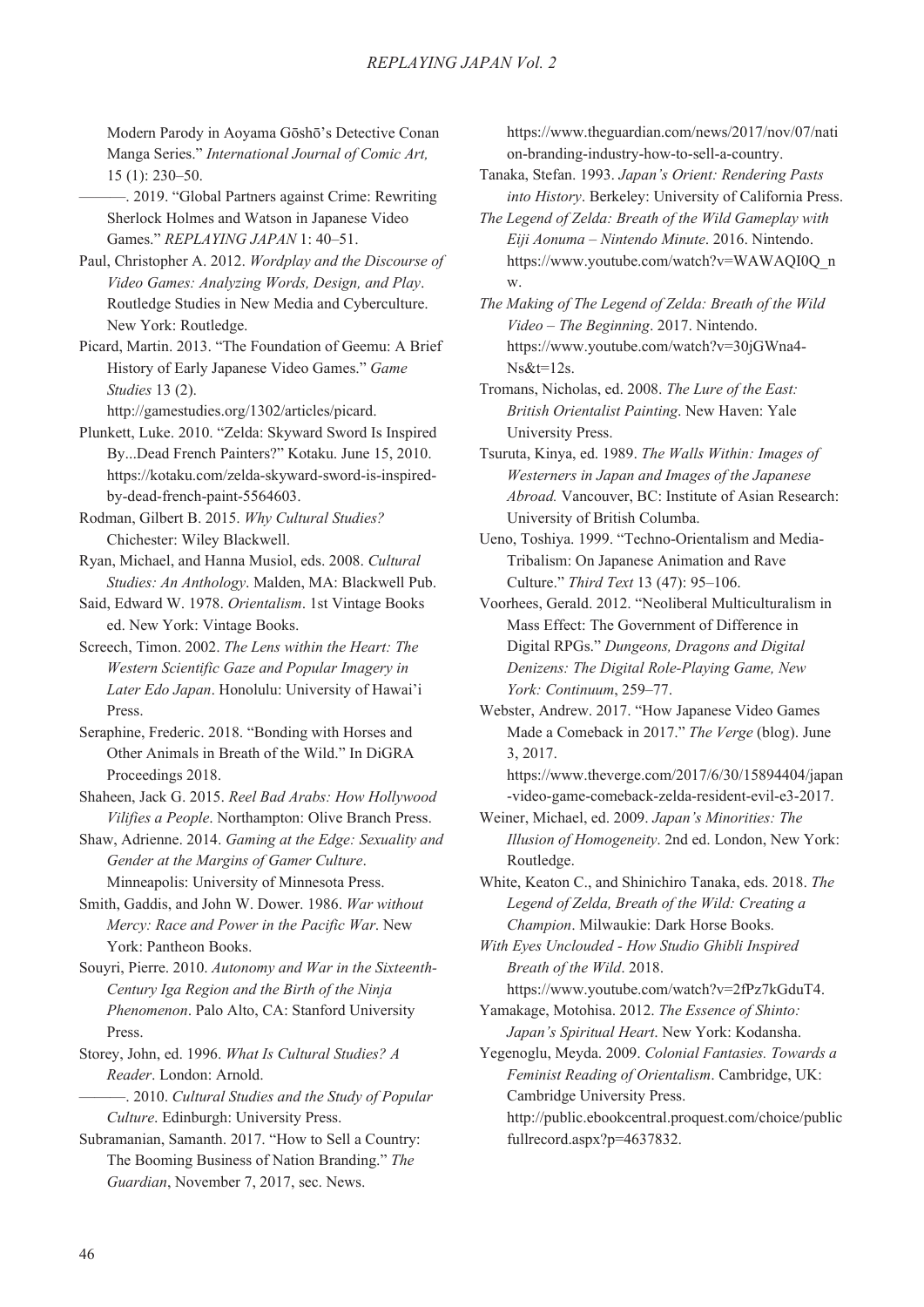Modern Parody in Aoyama Gōshō's Detective Conan Manga Series." *International Journal of Comic Art,* 15 (1): 230–50.

———. 2019. "Global Partners against Crime: Rewriting Sherlock Holmes and Watson in Japanese Video Games." *REPLAYING JAPAN* 1: 40–51.

Paul, Christopher A. 2012. *Wordplay and the Discourse of Video Games: Analyzing Words, Design, and Play*. Routledge Studies in New Media and Cyberculture. New York: Routledge.

Picard, Martin. 2013. "The Foundation of Geemu: A Brief History of Early Japanese Video Games." *Game Studies* 13 (2). http://gamestudies.org/1302/articles/picard.

Plunkett, Luke. 2010. "Zelda: Skyward Sword Is Inspired By...Dead French Painters?" Kotaku. June 15, 2010. https://kotaku.com/zelda-skyward-sword-is-inspired-by-dead-french-paint-5564603.

Rodman, Gilbert B. 2015. *Why Cultural Studies?* Chichester: Wiley Blackwell.

Ryan, Michael, and Hanna Musiol, eds. 2008. *Cultural Studies: An Anthology*. Malden, MA: Blackwell Pub.

Said, Edward W. 1978. *Orientalism*. 1st Vintage Books ed. New York: Vintage Books.

Screech, Timon. 2002. *The Lens within the Heart: The Western Scientific Gaze and Popular Imagery in Later Edo Japan*. Honolulu: University of Hawai'i Press.

Seraphine, Frederic. 2018. "Bonding with Horses and Other Animals in Breath of the Wild." In DiGRA Proceedings 2018.

Shaheen, Jack G. 2015. *Reel Bad Arabs: How Hollywood Vilifies a People*. Northampton: Olive Branch Press.

Shaw, Adrienne. 2014. *Gaming at the Edge: Sexuality and Gender at the Margins of Gamer Culture*. Minneapolis: University of Minnesota Press.

Smith, Gaddis, and John W. Dower. 1986. *War without Mercy: Race and Power in the Pacific War*. New York: Pantheon Books.

Souyri, Pierre. 2010. *Autonomy and War in the Sixteenth-Century Iga Region and the Birth of the Ninja Phenomenon*. Palo Alto, CA: Stanford University Press.

Storey, John, ed. 1996. *What Is Cultural Studies? A Reader*. London: Arnold.

———. 2010. *Cultural Studies and the Study of Popular Culture*. Edinburgh: University Press.

Subramanian, Samanth. 2017. "How to Sell a Country: The Booming Business of Nation Branding." *The Guardian*, November 7, 2017, sec. News. https://www.theguardian.com/news/2017/nov/07/nation-branding-industry-how-to-sell-a-country.

Tanaka, Stefan. 1993. *Japan's Orient: Rendering Pasts into History*. Berkeley: University of California Press.

*The Legend of Zelda: Breath of the Wild Gameplay with Eiji Aonuma – Nintendo Minute*. 2016. Nintendo. https://www.youtube.com/watch?v=WAWAQI0Q_nw.

*The Making of The Legend of Zelda: Breath of the Wild Video – The Beginning*. 2017. Nintendo. https://www.youtube.com/watch?v=30jGWna4-Ns&t=12s.

Tromans, Nicholas, ed. 2008. *The Lure of the East: British Orientalist Painting*. New Haven: Yale University Press.

Tsuruta, Kinya, ed. 1989. *The Walls Within: Images of Westerners in Japan and Images of the Japanese Abroad.* Vancouver, BC: Institute of Asian Research: University of British Columba.

Ueno, Toshiya. 1999. "Techno-Orientalism and Media-Tribalism: On Japanese Animation and Rave Culture." *Third Text* 13 (47): 95–106.

Voorhees, Gerald. 2012. "Neoliberal Multiculturalism in Mass Effect: The Government of Difference in Digital RPGs." *Dungeons, Dragons and Digital Denizens: The Digital Role-Playing Game, New York: Continuum*, 259–77.

Webster, Andrew. 2017. "How Japanese Video Games Made a Comeback in 2017." *The Verge* (blog). June 3, 2017. https://www.theverge.com/2017/6/30/15894404/japan-video-game-comeback-zelda-resident-evil-e3-2017.

Weiner, Michael, ed. 2009. *Japan's Minorities: The Illusion of Homogeneity*. 2nd ed. London, New York: Routledge.

White, Keaton C., and Shinichiro Tanaka, eds. 2018. *The Legend of Zelda, Breath of the Wild: Creating a Champion*. Milwaukie: Dark Horse Books.

*With Eyes Unclouded - How Studio Ghibli Inspired Breath of the Wild*. 2018. https://www.youtube.com/watch?v=2fPz7kGduT4.

Yamakage, Motohisa. 2012. *The Essence of Shinto: Japan's Spiritual Heart*. New York: Kodansha.

Yegenoglu, Meyda. 2009. *Colonial Fantasies. Towards a Feminist Reading of Orientalism*. Cambridge, UK: Cambridge University Press. http://public.ebookcentral.proquest.com/choice/publicfullrecord.aspx?p=4637832.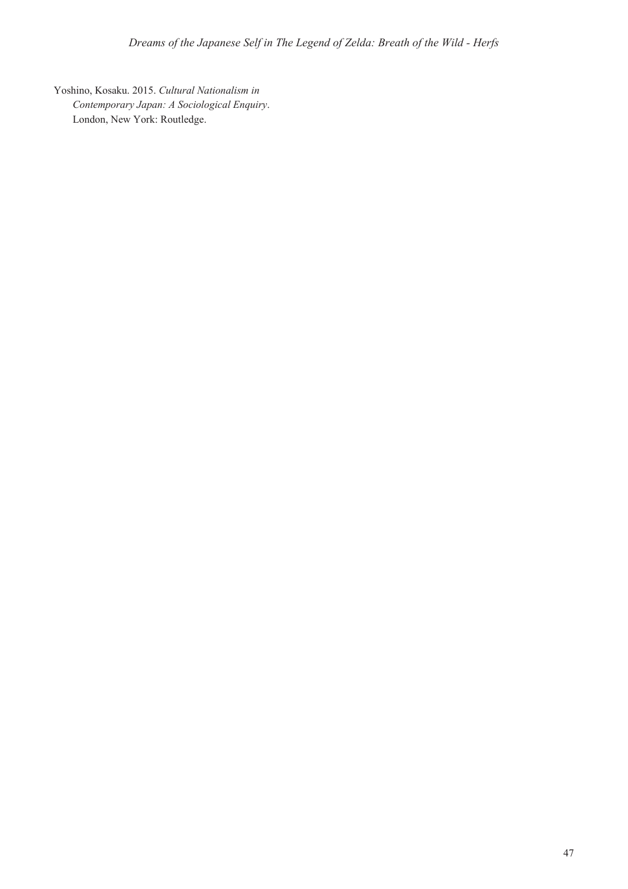Yoshino, Kosaku. 2015. *Cultural Nationalism in Contemporary Japan: A Sociological Enquiry*. London, New York: Routledge.